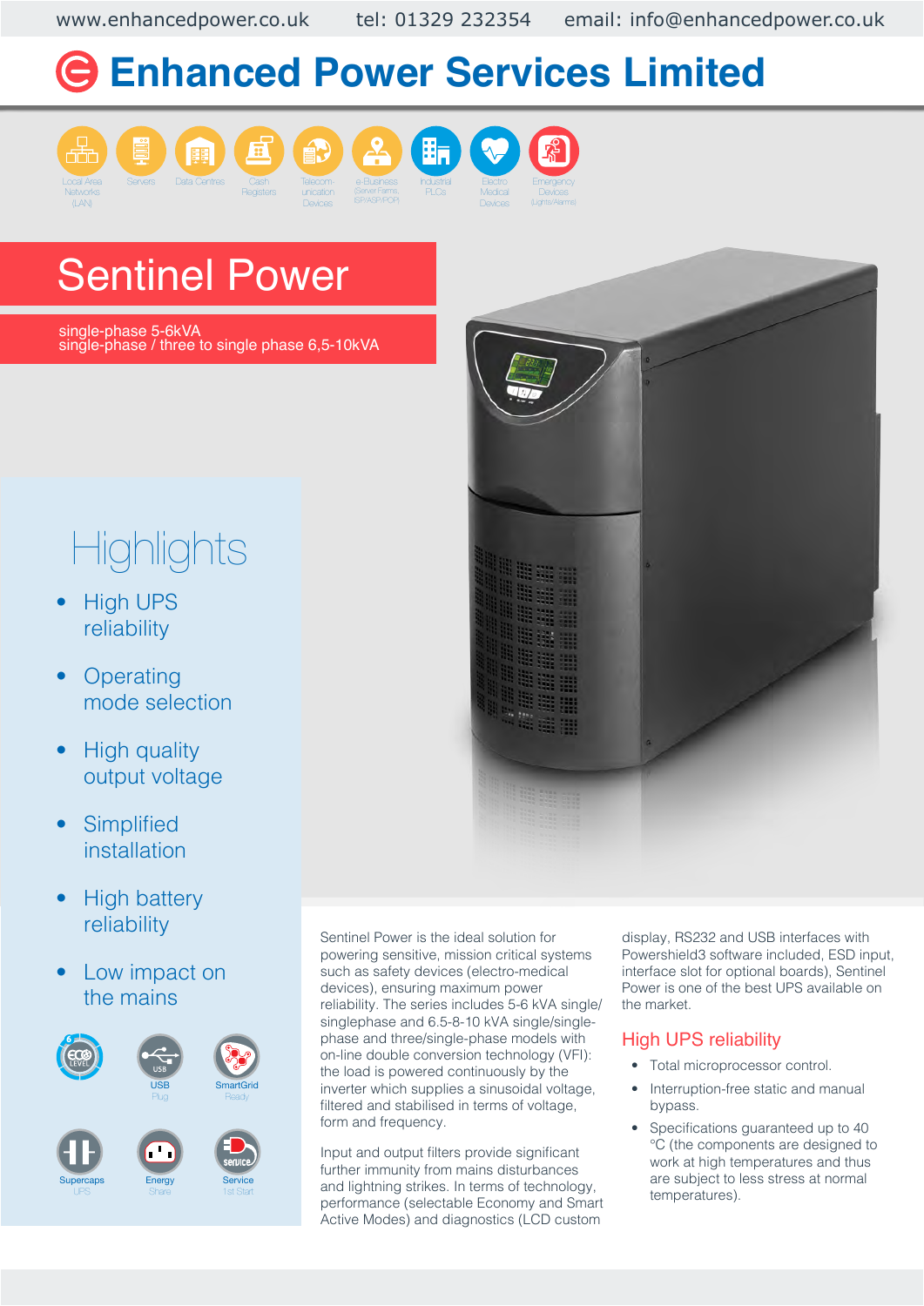www.enhancedpower.co.uk tel: 01329 232354 email: info@enhancedpower.co.uk

# Enhanced Power Services Limited

Local Area Networks (LAN) · Servers · Data Centres · Cash Registers · Telecommunication Devices · e-Business (Server Farms, ISP/ASP/POP) · Industrial PLCs · Electro Medical Devices · Emergency Devices (Lights/Alarms)

## Sentinel Power

single-phase 5-6kVA
single-phase / three to single phase 6,5-10kVA

## Highlights

- High UPS reliability
- Operating mode selection
- High quality output voltage
- Simplified installation
- High battery reliability
- Low impact on the mains

ECO LEVEL · USB Plug · SmartGrid Ready · Supercaps UPS · Energy Share · Service 1st Start

Sentinel Power is the ideal solution for powering sensitive, mission critical systems such as safety devices (electro-medical devices), ensuring maximum power reliability. The series includes 5-6 kVA single/singlephase and 6.5-8-10 kVA single/single-phase and three/single-phase models with on-line double conversion technology (VFI): the load is powered continuously by the inverter which supplies a sinusoidal voltage, filtered and stabilised in terms of voltage, form and frequency.

Input and output filters provide significant further immunity from mains disturbances and lightning strikes. In terms of technology, performance (selectable Economy and Smart Active Modes) and diagnostics (LCD custom display, RS232 and USB interfaces with Powershield3 software included, ESD input, interface slot for optional boards), Sentinel Power is one of the best UPS available on the market.

### High UPS reliability

- Total microprocessor control.
- Interruption-free static and manual bypass.
- Specifications guaranteed up to 40 °C (the components are designed to work at high temperatures and thus are subject to less stress at normal temperatures).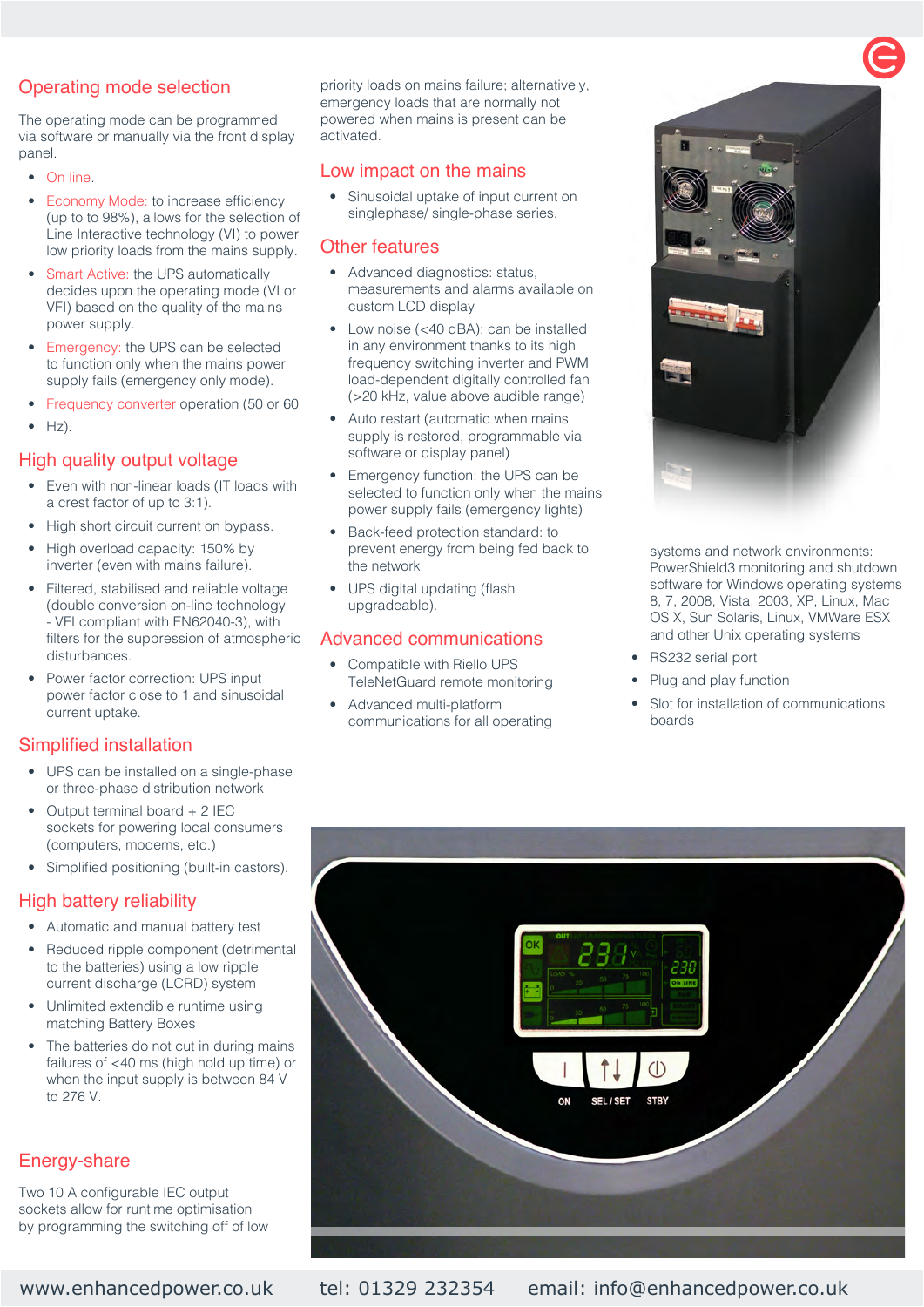## Operating mode selection

The operating mode can be programmed via software or manually via the front display panel.

- On line.
- Economy Mode: to increase efficiency (up to to 98%), allows for the selection of Line Interactive technology (VI) to power low priority loads from the mains supply.
- Smart Active: the UPS automatically decides upon the operating mode (VI or VFI) based on the quality of the mains power supply.
- Emergency: the UPS can be selected to function only when the mains power supply fails (emergency only mode).
- Frequency converter operation (50 or 60
- Hz).

## High quality output voltage

- Even with non-linear loads (IT loads with a crest factor of up to 3:1).
- High short circuit current on bypass.
- High overload capacity: 150% by inverter (even with mains failure).
- Filtered, stabilised and reliable voltage (double conversion on-line technology - VFI compliant with EN62040-3), with filters for the suppression of atmospheric disturbances.
- Power factor correction: UPS input power factor close to 1 and sinusoidal current uptake.

## Simplified installation

- UPS can be installed on a single-phase or three-phase distribution network
- Output terminal board + 2 IEC sockets for powering local consumers (computers, modems, etc.)
- Simplified positioning (built-in castors).

## High battery reliability

- Automatic and manual battery test
- Reduced ripple component (detrimental to the batteries) using a low ripple current discharge (LCRD) system
- Unlimited extendible runtime using matching Battery Boxes
- The batteries do not cut in during mains failures of <40 ms (high hold up time) or when the input supply is between 84 V to 276 V.

## Energy-share

Two 10 A configurable IEC output sockets allow for runtime optimisation by programming the switching off of low priority loads on mains failure; alternatively, emergency loads that are normally not powered when mains is present can be activated.

## Low impact on the mains

- Sinusoidal uptake of input current on singlephase/ single-phase series.

## Other features

- Advanced diagnostics: status, measurements and alarms available on custom LCD display
- Low noise (<40 dBA): can be installed in any environment thanks to its high frequency switching inverter and PWM load-dependent digitally controlled fan (>20 kHz, value above audible range)
- Auto restart (automatic when mains supply is restored, programmable via software or display panel)
- Emergency function: the UPS can be selected to function only when the mains power supply fails (emergency lights)
- Back-feed protection standard: to prevent energy from being fed back to the network
- UPS digital updating (flash upgradeable).

## Advanced communications

- Compatible with Riello UPS TeleNetGuard remote monitoring
- Advanced multi-platform communications for all operating systems and network environments: PowerShield3 monitoring and shutdown software for Windows operating systems 8, 7, 2008, Vista, 2003, XP, Linux, Mac OS X, Sun Solaris, Linux, VMWare ESX and other Unix operating systems
- RS232 serial port
- Plug and play function
- Slot for installation of communications boards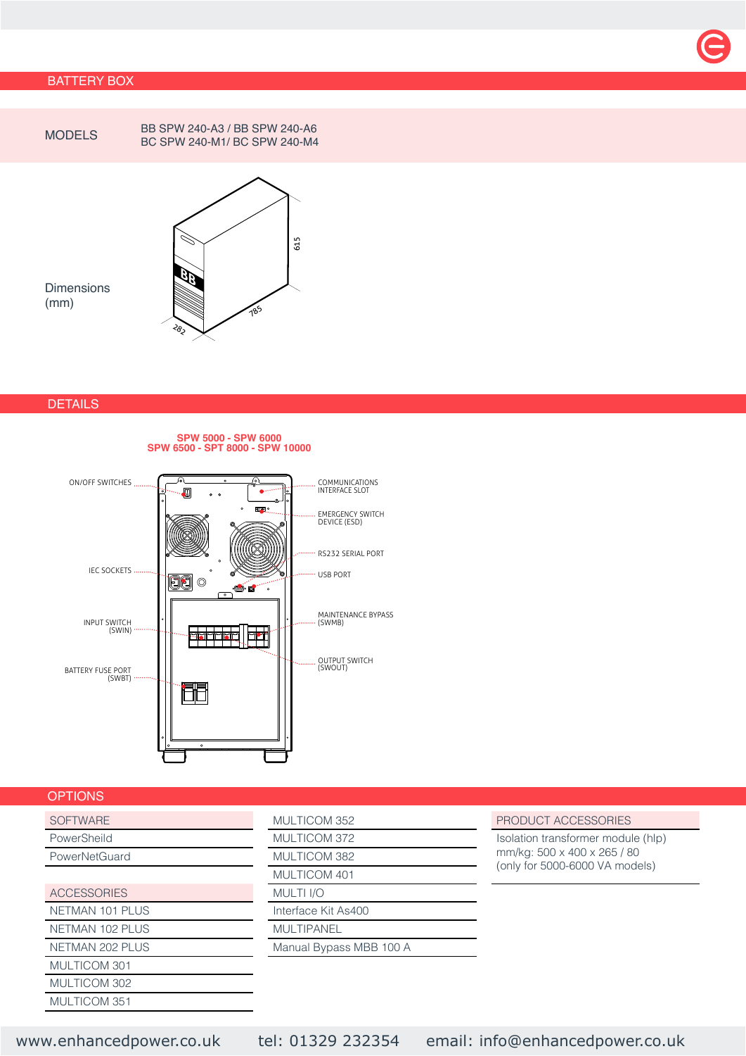## BATTERY BOX

| MODELS | BB SPW 240-A3 / BB SPW 240-A6<br>BC SPW 240-M1/ BC SPW 240-M4 |
|---|---|

Dimensions (mm)

615

785

282

## DETAILS

**SPW 5000 - SPW 6000**
**SPW 6500 - SPT 8000 - SPW 10000**

ON/OFF SWITCHES

IEC SOCKETS

INPUT SWITCH (SWIN)

BATTERY FUSE PORT (SWBT)

COMMUNICATIONS INTERFACE SLOT

EMERGENCY SWITCH DEVICE (ESD)

RS232 SERIAL PORT

USB PORT

MAINTENANCE BYPASS (SWMB)

OUTPUT SWITCH (SWOUT)

## OPTIONS

| SOFTWARE |
|---|
| PowerSheild |
| PowerNetGuard |

| ACCESSORIES |
|---|
| NETMAN 101 PLUS |
| NETMAN 102 PLUS |
| NETMAN 202 PLUS |
| MULTICOM 301 |
| MULTICOM 302 |
| MULTICOM 351 |
| MULTICOM 352 |
| MULTICOM 372 |
| MULTICOM 382 |
| MULTICOM 401 |
| MULTI I/O |
| Interface Kit As400 |
| MULTIPANEL |
| Manual Bypass MBB 100 A |

| PRODUCT ACCESSORIES |
|---|
| Isolation transformer module (hlp)<br>mm/kg: 500 x 400 x 265 / 80<br>(only for 5000-6000 VA models) |

www.enhancedpower.co.uk tel: 01329 232354 email: info@enhancedpower.co.uk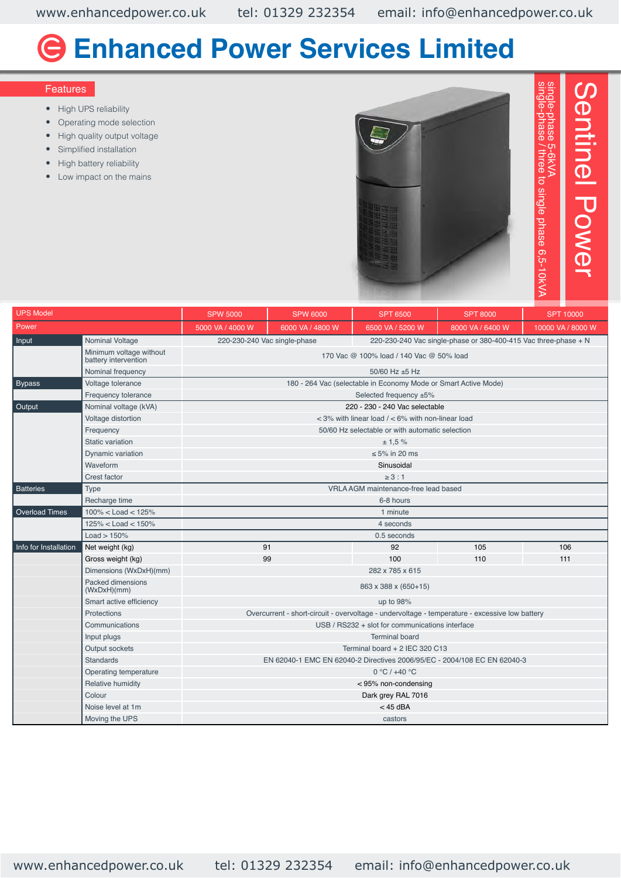# Enhanced Power Services Limited

## Features

- High UPS reliability
- Operating mode selection
- High quality output voltage
- Simplified installation
- High battery reliability
- Low impact on the mains

## Sentinel Power

single-phase 5-6kVA
single-phase / three to single phase 6,5-10kVA

| UPS Model | | SPW 5000 | SPW 6000 | SPT 6500 | SPT 8000 | SPT 10000 |
|---|---|---|---|---|---|---|
| Power | | 5000 VA / 4000 W | 6000 VA / 4800 W | 6500 VA / 5200 W | 8000 VA / 6400 W | 10000 VA / 8000 W |
| Input | Nominal Voltage | 220-230-240 Vac single-phase | | 220-230-240 Vac single-phase or 380-400-415 Vac three-phase + N | | |
| | Minimum voltage without battery intervention | 170 Vac @ 100% load / 140 Vac @ 50% load | | | | |
| | Nominal frequency | 50/60 Hz ±5 Hz | | | | |
| Bypass | Voltage tolerance | 180 - 264 Vac (selectable in Economy Mode or Smart Active Mode) | | | | |
| | Frequency tolerance | Selected frequency ±5% | | | | |
| Output | Nominal voltage (kVA) | 220 - 230 - 240 Vac selectable | | | | |
| | Voltage distortion | < 3% with linear load / < 6% with non-linear load | | | | |
| | Frequency | 50/60 Hz selectable or with automatic selection | | | | |
| | Static variation | ± 1,5 % | | | | |
| | Dynamic variation | ≤ 5% in 20 ms | | | | |
| | Waveform | Sinusoidal | | | | |
| | Crest factor | ≥ 3 : 1 | | | | |
| Batteries | Type | VRLA AGM maintenance-free lead based | | | | |
| | Recharge time | 6-8 hours | | | | |
| Overload Times | 100% < Load < 125% | 1 minute | | | | |
| | 125% < Load < 150% | 4 seconds | | | | |
| | Load > 150% | 0.5 seconds | | | | |
| Info for Installation | Net weight (kg) | 91 | | 92 | 105 | 106 |
| | Gross weight (kg) | 99 | | 100 | 110 | 111 |
| | Dimensions (WxDxH)(mm) | 282 x 785 x 615 | | | | |
| | Packed dimensions (WxDxH)(mm) | 863 x 388 x (650+15) | | | | |
| | Smart active efficiency | up to 98% | | | | |
| | Protections | Overcurrent - short-circuit - overvoltage - undervoltage - temperature - excessive low battery | | | | |
| | Communications | USB / RS232 + slot for communications interface | | | | |
| | Input plugs | Terminal board | | | | |
| | Output sockets | Terminal board + 2 IEC 320 C13 | | | | |
| | Standards | EN 62040-1 EMC EN 62040-2 Directives 2006/95/EC - 2004/108 EC EN 62040-3 | | | | |
| | Operating temperature | 0 °C / +40 °C | | | | |
| | Relative humidity | < 95% non-condensing | | | | |
| | Colour | Dark grey RAL 7016 | | | | |
| | Noise level at 1m | < 45 dBA | | | | |
| | Moving the UPS | castors | | | | |